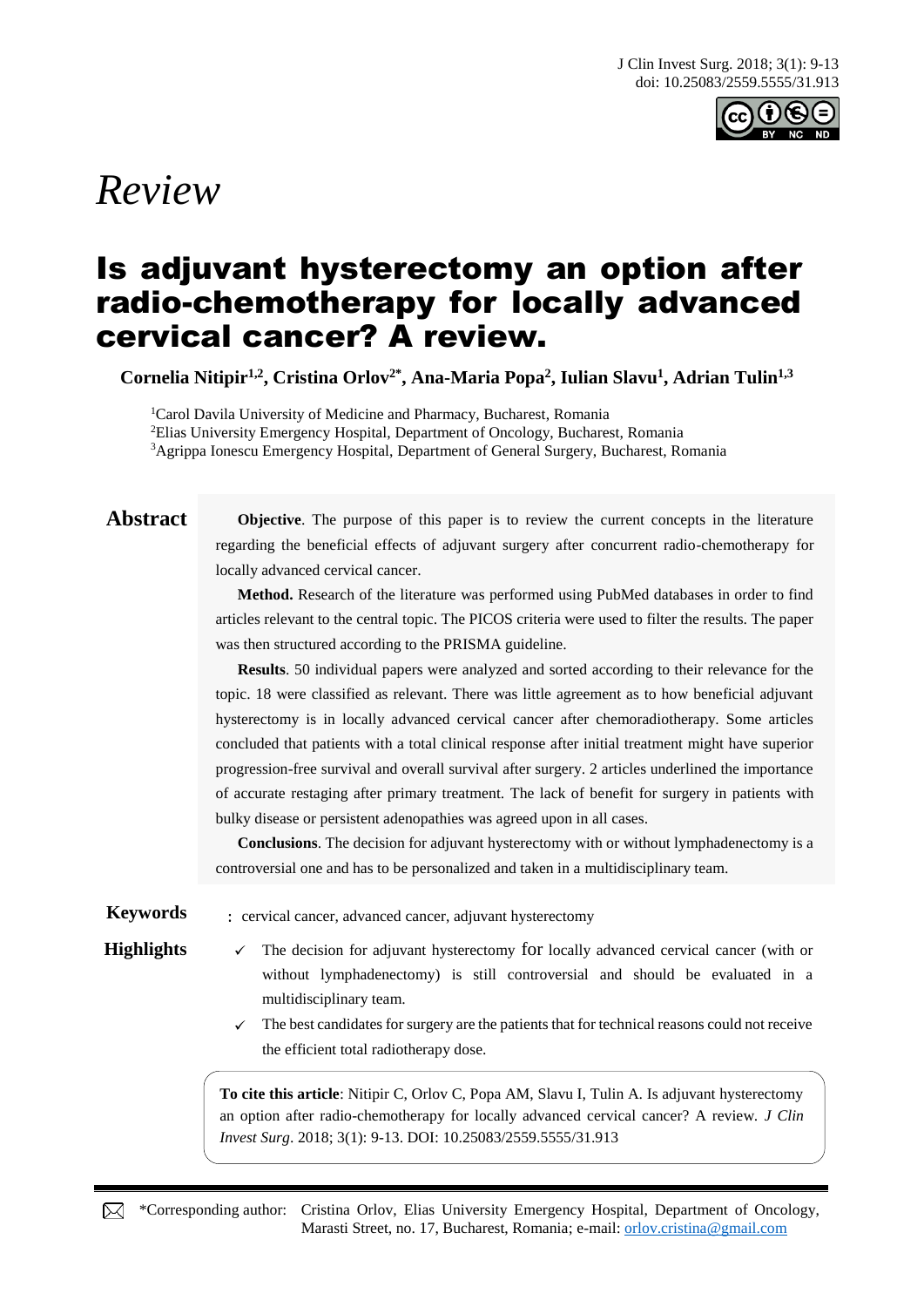*Review*

# Is adjuvant hysterectomy an option after radio-chemotherapy for locally advanced cervical cancer? A review.

**Cornelia Nitipir[1,2], Cristina Orlov[2*], Ana-Maria Popa[2], Iulian Slavu[1], Adrian Tulin[1,3]**

[1]Carol Davila University of Medicine and Pharmacy, Bucharest, Romania
[2]Elias University Emergency Hospital, Department of Oncology, Bucharest, Romania
[3]Agrippa Ionescu Emergency Hospital, Department of General Surgery, Bucharest, Romania

## Abstract

**Objective**. The purpose of this paper is to review the current concepts in the literature regarding the beneficial effects of adjuvant surgery after concurrent radio-chemotherapy for locally advanced cervical cancer.

**Method.** Research of the literature was performed using PubMed databases in order to find articles relevant to the central topic. The PICOS criteria were used to filter the results. The paper was then structured according to the PRISMA guideline.

**Results**. 50 individual papers were analyzed and sorted according to their relevance for the topic. 18 were classified as relevant. There was little agreement as to how beneficial adjuvant hysterectomy is in locally advanced cervical cancer after chemoradiotherapy. Some articles concluded that patients with a total clinical response after initial treatment might have superior progression-free survival and overall survival after surgery. 2 articles underlined the importance of accurate restaging after primary treatment. The lack of benefit for surgery in patients with bulky disease or persistent adenopathies was agreed upon in all cases.

**Conclusions**. The decision for adjuvant hysterectomy with or without lymphadenectomy is a controversial one and has to be personalized and taken in a multidisciplinary team.

**Keywords**: cervical cancer, advanced cancer, adjuvant hysterectomy

**Highlights**

- ✓ The decision for adjuvant hysterectomy for locally advanced cervical cancer (with or without lymphadenectomy) is still controversial and should be evaluated in a multidisciplinary team.
- ✓ The best candidates for surgery are the patients that for technical reasons could not receive the efficient total radiotherapy dose.

**To cite this article**: Nitipir C, Orlov C, Popa AM, Slavu I, Tulin A. Is adjuvant hysterectomy an option after radio-chemotherapy for locally advanced cervical cancer? A review. *J Clin Invest Surg*. 2018; 3(1): 9-13. DOI: 10.25083/2559.5555/31.913

*Corresponding author: Cristina Orlov, Elias University Emergency Hospital, Department of Oncology, Marasti Street, no. 17, Bucharest, Romania; e-mail: orlov.cristina@gmail.com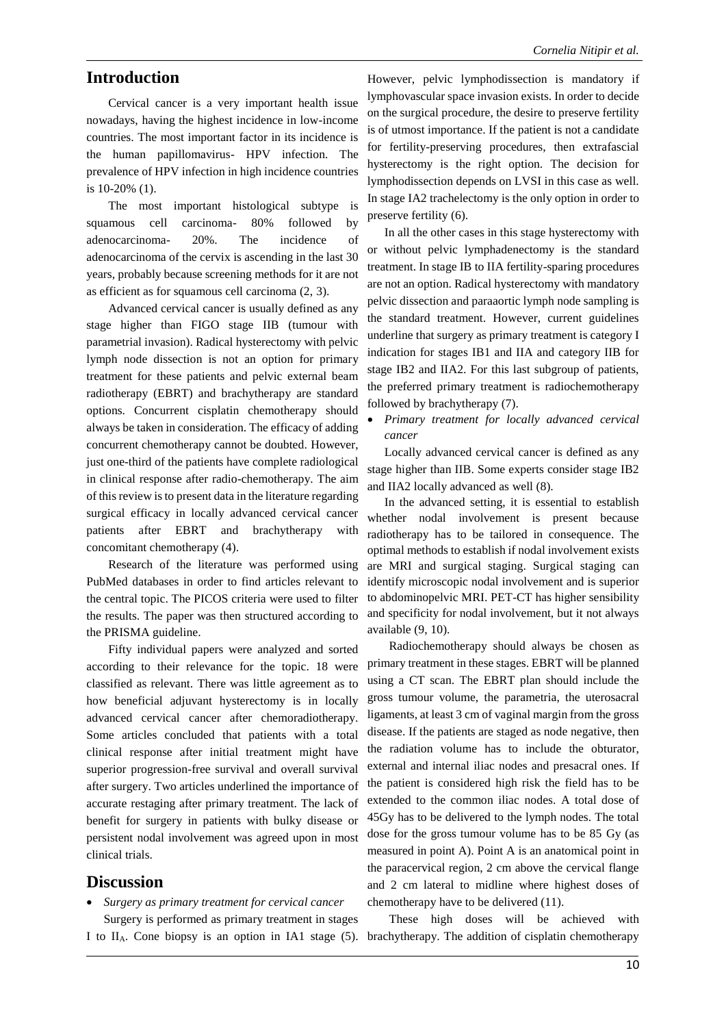## Introduction

Cervical cancer is a very important health issue nowadays, having the highest incidence in low-income countries. The most important factor in its incidence is the human papillomavirus- HPV infection. The prevalence of HPV infection in high incidence countries is 10-20% (1).

The most important histological subtype is squamous cell carcinoma- 80% followed by adenocarcinoma- 20%. The incidence of adenocarcinoma of the cervix is ascending in the last 30 years, probably because screening methods for it are not as efficient as for squamous cell carcinoma (2, 3).

Advanced cervical cancer is usually defined as any stage higher than FIGO stage IIB (tumour with parametrial invasion). Radical hysterectomy with pelvic lymph node dissection is not an option for primary treatment for these patients and pelvic external beam radiotherapy (EBRT) and brachytherapy are standard options. Concurrent cisplatin chemotherapy should always be taken in consideration. The efficacy of adding concurrent chemotherapy cannot be doubted. However, just one-third of the patients have complete radiological in clinical response after radio-chemotherapy. The aim of this review is to present data in the literature regarding surgical efficacy in locally advanced cervical cancer patients after EBRT and brachytherapy with concomitant chemotherapy (4).

Research of the literature was performed using PubMed databases in order to find articles relevant to the central topic. The PICOS criteria were used to filter the results. The paper was then structured according to the PRISMA guideline.

Fifty individual papers were analyzed and sorted according to their relevance for the topic. 18 were classified as relevant. There was little agreement as to how beneficial adjuvant hysterectomy is in locally advanced cervical cancer after chemoradiotherapy. Some articles concluded that patients with a total clinical response after initial treatment might have superior progression-free survival and overall survival after surgery. Two articles underlined the importance of accurate restaging after primary treatment. The lack of benefit for surgery in patients with bulky disease or persistent nodal involvement was agreed upon in most clinical trials.

## Discussion

- *Surgery as primary treatment for cervical cancer*

Surgery is performed as primary treatment in stages I to $II_A$. Cone biopsy is an option in IA1 stage (5). However, pelvic lymphodissection is mandatory if lymphovascular space invasion exists. In order to decide on the surgical procedure, the desire to preserve fertility is of utmost importance. If the patient is not a candidate for fertility-preserving procedures, then extrafascial hysterectomy is the right option. The decision for lymphodissection depends on LVSI in this case as well. In stage IA2 trachelectomy is the only option in order to preserve fertility (6).

In all the other cases in this stage hysterectomy with or without pelvic lymphadenectomy is the standard treatment. In stage IB to IIA fertility-sparing procedures are not an option. Radical hysterectomy with mandatory pelvic dissection and paraaortic lymph node sampling is the standard treatment. However, current guidelines underline that surgery as primary treatment is category I indication for stages IB1 and IIA and category IIB for stage IB2 and IIA2. For this last subgroup of patients, the preferred primary treatment is radiochemotherapy followed by brachytherapy (7).

- *Primary treatment for locally advanced cervical cancer*

Locally advanced cervical cancer is defined as any stage higher than IIB. Some experts consider stage IB2 and IIA2 locally advanced as well (8).

In the advanced setting, it is essential to establish whether nodal involvement is present because radiotherapy has to be tailored in consequence. The optimal methods to establish if nodal involvement exists are MRI and surgical staging. Surgical staging can identify microscopic nodal involvement and is superior to abdominopelvic MRI. PET-CT has higher sensibility and specificity for nodal involvement, but it not always available (9, 10).

Radiochemotherapy should always be chosen as primary treatment in these stages. EBRT will be planned using a CT scan. The EBRT plan should include the gross tumour volume, the parametria, the uterosacral ligaments, at least 3 cm of vaginal margin from the gross disease. If the patients are staged as node negative, then the radiation volume has to include the obturator, external and internal iliac nodes and presacral ones. If the patient is considered high risk the field has to be extended to the common iliac nodes. A total dose of 45Gy has to be delivered to the lymph nodes. The total dose for the gross tumour volume has to be 85 Gy (as measured in point A). Point A is an anatomical point in the paracervical region, 2 cm above the cervical flange and 2 cm lateral to midline where highest doses of chemotherapy have to be delivered (11).

These high doses will be achieved with brachytherapy. The addition of cisplatin chemotherapy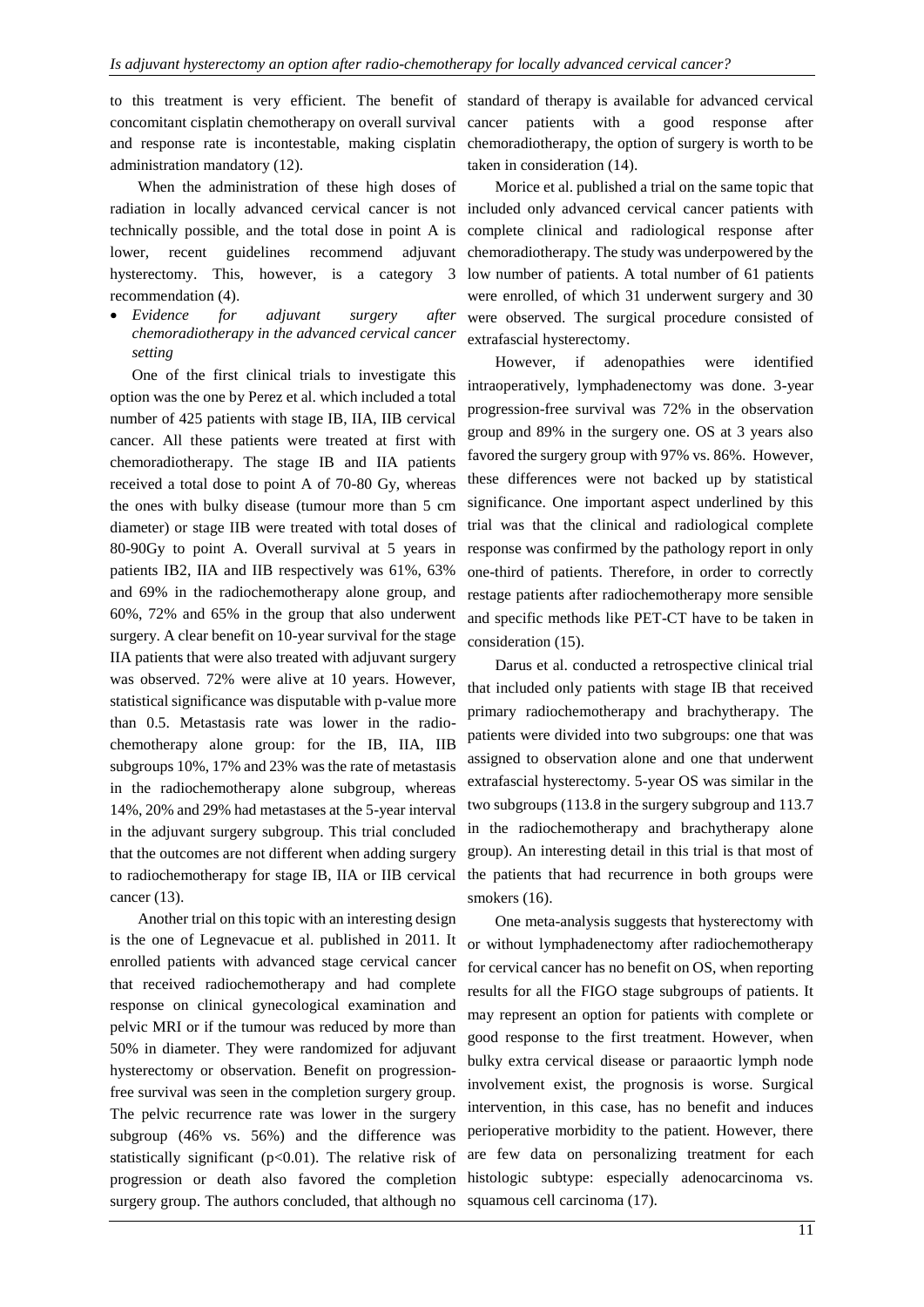to this treatment is very efficient. The benefit of concomitant cisplatin chemotherapy on overall survival and response rate is incontestable, making cisplatin administration mandatory (12).

When the administration of these high doses of radiation in locally advanced cervical cancer is not technically possible, and the total dose in point A is lower, recent guidelines recommend adjuvant hysterectomy. This, however, is a category 3 recommendation (4).

- *Evidence for adjuvant surgery after chemoradiotherapy in the advanced cervical cancer setting*

One of the first clinical trials to investigate this option was the one by Perez et al. which included a total number of 425 patients with stage IB, IIA, IIB cervical cancer. All these patients were treated at first with chemoradiotherapy. The stage IB and IIA patients received a total dose to point A of 70-80 Gy, whereas the ones with bulky disease (tumour more than 5 cm diameter) or stage IIB were treated with total doses of 80-90Gy to point A. Overall survival at 5 years in patients IB2, IIA and IIB respectively was 61%, 63% and 69% in the radiochemotherapy alone group, and 60%, 72% and 65% in the group that also underwent surgery. A clear benefit on 10-year survival for the stage IIA patients that were also treated with adjuvant surgery was observed. 72% were alive at 10 years. However, statistical significance was disputable with p-value more than 0.5. Metastasis rate was lower in the radio-chemotherapy alone group: for the IB, IIA, IIB subgroups 10%, 17% and 23% was the rate of metastasis in the radiochemotherapy alone subgroup, whereas 14%, 20% and 29% had metastases at the 5-year interval in the adjuvant surgery subgroup. This trial concluded that the outcomes are not different when adding surgery to radiochemotherapy for stage IB, IIA or IIB cervical cancer (13).

Another trial on this topic with an interesting design is the one of Legnevacue et al. published in 2011. It enrolled patients with advanced stage cervical cancer that received radiochemotherapy and had complete response on clinical gynecological examination and pelvic MRI or if the tumour was reduced by more than 50% in diameter. They were randomized for adjuvant hysterectomy or observation. Benefit on progression-free survival was seen in the completion surgery group. The pelvic recurrence rate was lower in the surgery subgroup (46% vs. 56%) and the difference was statistically significant ($p<0.01$). The relative risk of progression or death also favored the completion surgery group. The authors concluded, that although no standard of therapy is available for advanced cervical cancer patients with a good response after chemoradiotherapy, the option of surgery is worth to be taken in consideration (14).

Morice et al. published a trial on the same topic that included only advanced cervical cancer patients with complete clinical and radiological response after chemoradiotherapy. The study was underpowered by the low number of patients. A total number of 61 patients were enrolled, of which 31 underwent surgery and 30 were observed. The surgical procedure consisted of extrafascial hysterectomy.

However, if adenopathies were identified intraoperatively, lymphadenectomy was done. 3-year progression-free survival was 72% in the observation group and 89% in the surgery one. OS at 3 years also favored the surgery group with 97% vs. 86%. However, these differences were not backed up by statistical significance. One important aspect underlined by this trial was that the clinical and radiological complete response was confirmed by the pathology report in only one-third of patients. Therefore, in order to correctly restage patients after radiochemotherapy more sensible and specific methods like PET-CT have to be taken in consideration (15).

Darus et al. conducted a retrospective clinical trial that included only patients with stage IB that received primary radiochemotherapy and brachytherapy. The patients were divided into two subgroups: one that was assigned to observation alone and one that underwent extrafascial hysterectomy. 5-year OS was similar in the two subgroups (113.8 in the surgery subgroup and 113.7 in the radiochemotherapy and brachytherapy alone group). An interesting detail in this trial is that most of the patients that had recurrence in both groups were smokers (16).

One meta-analysis suggests that hysterectomy with or without lymphadenectomy after radiochemotherapy for cervical cancer has no benefit on OS, when reporting results for all the FIGO stage subgroups of patients. It may represent an option for patients with complete or good response to the first treatment. However, when bulky extra cervical disease or paraaortic lymph node involvement exist, the prognosis is worse. Surgical intervention, in this case, has no benefit and induces perioperative morbidity to the patient. However, there are few data on personalizing treatment for each histologic subtype: especially adenocarcinoma vs. squamous cell carcinoma (17).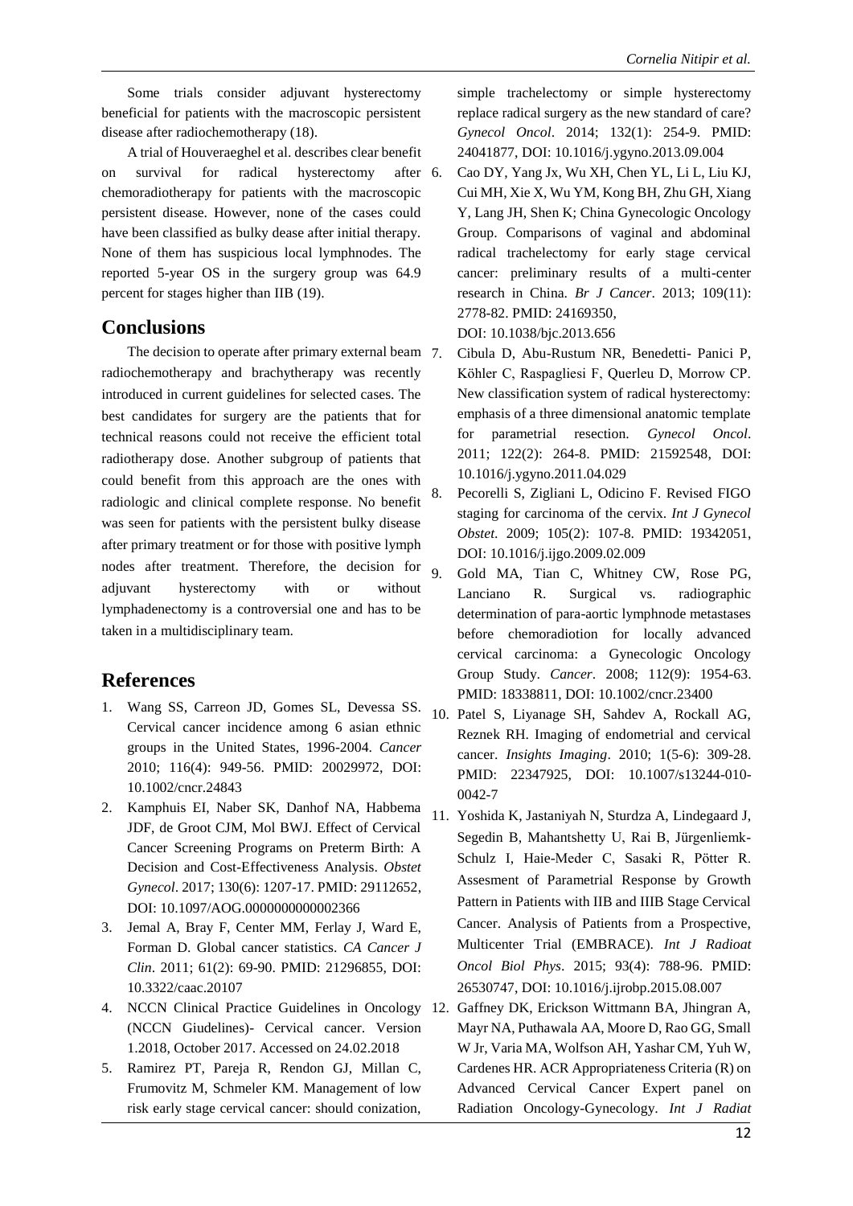Some trials consider adjuvant hysterectomy beneficial for patients with the macroscopic persistent disease after radiochemotherapy (18).

A trial of Houveraeghel et al. describes clear benefit on survival for radical hysterectomy after chemoradiotherapy for patients with the macroscopic persistent disease. However, none of the cases could have been classified as bulky dease after initial therapy. None of them has suspicious local lymphnodes. The reported 5-year OS in the surgery group was 64.9 percent for stages higher than IIB (19).

## Conclusions

The decision to operate after primary external beam radiochemotherapy and brachytherapy was recently introduced in current guidelines for selected cases. The best candidates for surgery are the patients that for technical reasons could not receive the efficient total radiotherapy dose. Another subgroup of patients that could benefit from this approach are the ones with radiologic and clinical complete response. No benefit was seen for patients with the persistent bulky disease after primary treatment or for those with positive lymph nodes after treatment. Therefore, the decision for adjuvant hysterectomy with or without lymphadenectomy is a controversial one and has to be taken in a multidisciplinary team.

## References

1. Wang SS, Carreon JD, Gomes SL, Devessa SS. Cervical cancer incidence among 6 asian ethnic groups in the United States, 1996-2004. *Cancer* 2010; 116(4): 949-56. PMID: 20029972, DOI: 10.1002/cncr.24843
2. Kamphuis EI, Naber SK, Danhof NA, Habbema JDF, de Groot CJM, Mol BWJ. Effect of Cervical Cancer Screening Programs on Preterm Birth: A Decision and Cost-Effectiveness Analysis. *Obstet Gynecol*. 2017; 130(6): 1207-17. PMID: 29112652, DOI: 10.1097/AOG.0000000000002366
3. Jemal A, Bray F, Center MM, Ferlay J, Ward E, Forman D. Global cancer statistics. *CA Cancer J Clin*. 2011; 61(2): 69-90. PMID: 21296855, DOI: 10.3322/caac.20107
4. NCCN Clinical Practice Guidelines in Oncology (NCCN Giudelines)- Cervical cancer. Version 1.2018, October 2017. Accessed on 24.02.2018
5. Ramirez PT, Pareja R, Rendon GJ, Millan C, Frumovitz M, Schmeler KM. Management of low risk early stage cervical cancer: should conization, simple trachelectomy or simple hysterectomy replace radical surgery as the new standard of care? *Gynecol Oncol*. 2014; 132(1): 254-9. PMID: 24041877, DOI: 10.1016/j.ygyno.2013.09.004
6. Cao DY, Yang Jx, Wu XH, Chen YL, Li L, Liu KJ, Cui MH, Xie X, Wu YM, Kong BH, Zhu GH, Xiang Y, Lang JH, Shen K; China Gynecologic Oncology Group. Comparisons of vaginal and abdominal radical trachelectomy for early stage cervical cancer: preliminary results of a multi-center research in China. *Br J Cancer*. 2013; 109(11): 2778-82. PMID: 24169350, DOI: 10.1038/bjc.2013.656
7. Cibula D, Abu-Rustum NR, Benedetti- Panici P, Köhler C, Raspagliesi F, Querleu D, Morrow CP. New classification system of radical hysterectomy: emphasis of a three dimensional anatomic template for parametrial resection. *Gynecol Oncol*. 2011; 122(2): 264-8. PMID: 21592548, DOI: 10.1016/j.ygyno.2011.04.029
8. Pecorelli S, Zigliani L, Odicino F. Revised FIGO staging for carcinoma of the cervix. *Int J Gynecol Obstet*. 2009; 105(2): 107-8. PMID: 19342051, DOI: 10.1016/j.ijgo.2009.02.009
9. Gold MA, Tian C, Whitney CW, Rose PG, Lanciano R. Surgical vs. radiographic determination of para-aortic lymphnode metastases before chemoradiotion for locally advanced cervical carcinoma: a Gynecologic Oncology Group Study. *Cancer*. 2008; 112(9): 1954-63. PMID: 18338811, DOI: 10.1002/cncr.23400
10. Patel S, Liyanage SH, Sahdev A, Rockall AG, Reznek RH. Imaging of endometrial and cervical cancer. *Insights Imaging*. 2010; 1(5-6): 309-28. PMID: 22347925, DOI: 10.1007/s13244-010-0042-7
11. Yoshida K, Jastaniyah N, Sturdza A, Lindegaard J, Segedin B, Mahantshetty U, Rai B, Jürgenliemk-Schulz I, Haie-Meder C, Sasaki R, Pötter R. Assesment of Parametrial Response by Growth Pattern in Patients with IIB and IIIB Stage Cervical Cancer. Analysis of Patients from a Prospective, Multicenter Trial (EMBRACE). *Int J Radioat Oncol Biol Phys*. 2015; 93(4): 788-96. PMID: 26530747, DOI: 10.1016/j.ijrobp.2015.08.007
12. Gaffney DK, Erickson Wittmann BA, Jhingran A, Mayr NA, Puthawala AA, Moore D, Rao GG, Small W Jr, Varia MA, Wolfson AH, Yashar CM, Yuh W, Cardenes HR. ACR Appropriateness Criteria (R) on Advanced Cervical Cancer Expert panel on Radiation Oncology-Gynecology. *Int J Radiat*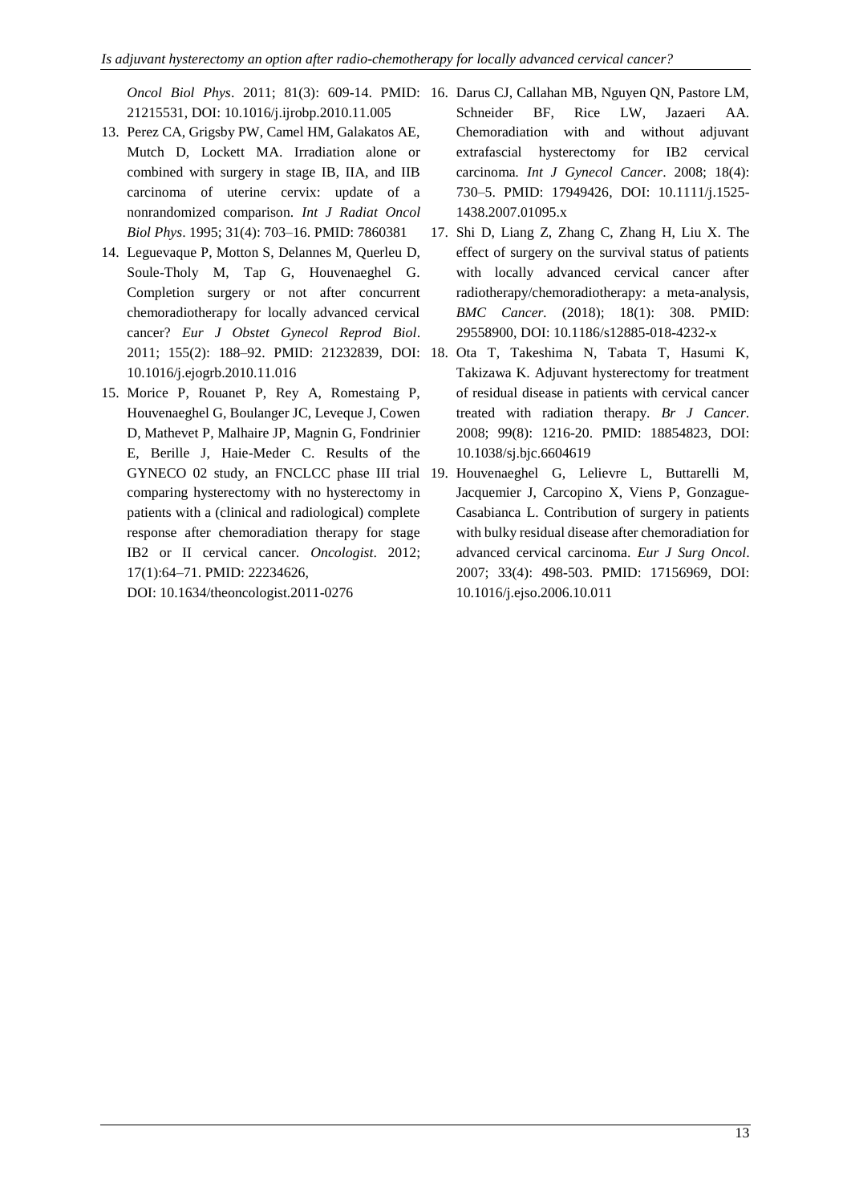*Oncol Biol Phys*. 2011; 81(3): 609-14. PMID: 21215531, DOI: 10.1016/j.ijrobp.2010.11.005

13. Perez CA, Grigsby PW, Camel HM, Galakatos AE, Mutch D, Lockett MA. Irradiation alone or combined with surgery in stage IB, IIA, and IIB carcinoma of uterine cervix: update of a nonrandomized comparison. *Int J Radiat Oncol Biol Phys*. 1995; 31(4): 703–16. PMID: 7860381
14. Leguevaque P, Motton S, Delannes M, Querleu D, Soule-Tholy M, Tap G, Houvenaeghel G. Completion surgery or not after concurrent chemoradiotherapy for locally advanced cervical cancer? *Eur J Obstet Gynecol Reprod Biol*. 2011; 155(2): 188–92. PMID: 21232839, DOI: 10.1016/j.ejogrb.2010.11.016
15. Morice P, Rouanet P, Rey A, Romestaing P, Houvenaeghel G, Boulanger JC, Leveque J, Cowen D, Mathevet P, Malhaire JP, Magnin G, Fondrinier E, Berille J, Haie-Meder C. Results of the GYNECO 02 study, an FNCLCC phase III trial comparing hysterectomy with no hysterectomy in patients with a (clinical and radiological) complete response after chemoradiation therapy for stage IB2 or II cervical cancer. *Oncologist*. 2012; 17(1):64–71. PMID: 22234626, DOI: 10.1634/theoncologist.2011-0276
16. Darus CJ, Callahan MB, Nguyen QN, Pastore LM, Schneider BF, Rice LW, Jazaeri AA. Chemoradiation with and without adjuvant extrafascial hysterectomy for IB2 cervical carcinoma. *Int J Gynecol Cancer*. 2008; 18(4): 730–5. PMID: 17949426, DOI: 10.1111/j.1525-1438.2007.01095.x
17. Shi D, Liang Z, Zhang C, Zhang H, Liu X. The effect of surgery on the survival status of patients with locally advanced cervical cancer after radiotherapy/chemoradiotherapy: a meta-analysis, *BMC Cancer*. (2018); 18(1): 308. PMID: 29558900, DOI: 10.1186/s12885-018-4232-x
18. Ota T, Takeshima N, Tabata T, Hasumi K, Takizawa K. Adjuvant hysterectomy for treatment of residual disease in patients with cervical cancer treated with radiation therapy. *Br J Cancer*. 2008; 99(8): 1216-20. PMID: 18854823, DOI: 10.1038/sj.bjc.6604619
19. Houvenaeghel G, Lelievre L, Buttarelli M, Jacquemier J, Carcopino X, Viens P, Gonzague-Casabianca L. Contribution of surgery in patients with bulky residual disease after chemoradiation for advanced cervical carcinoma. *Eur J Surg Oncol*. 2007; 33(4): 498-503. PMID: 17156969, DOI: 10.1016/j.ejso.2006.10.011